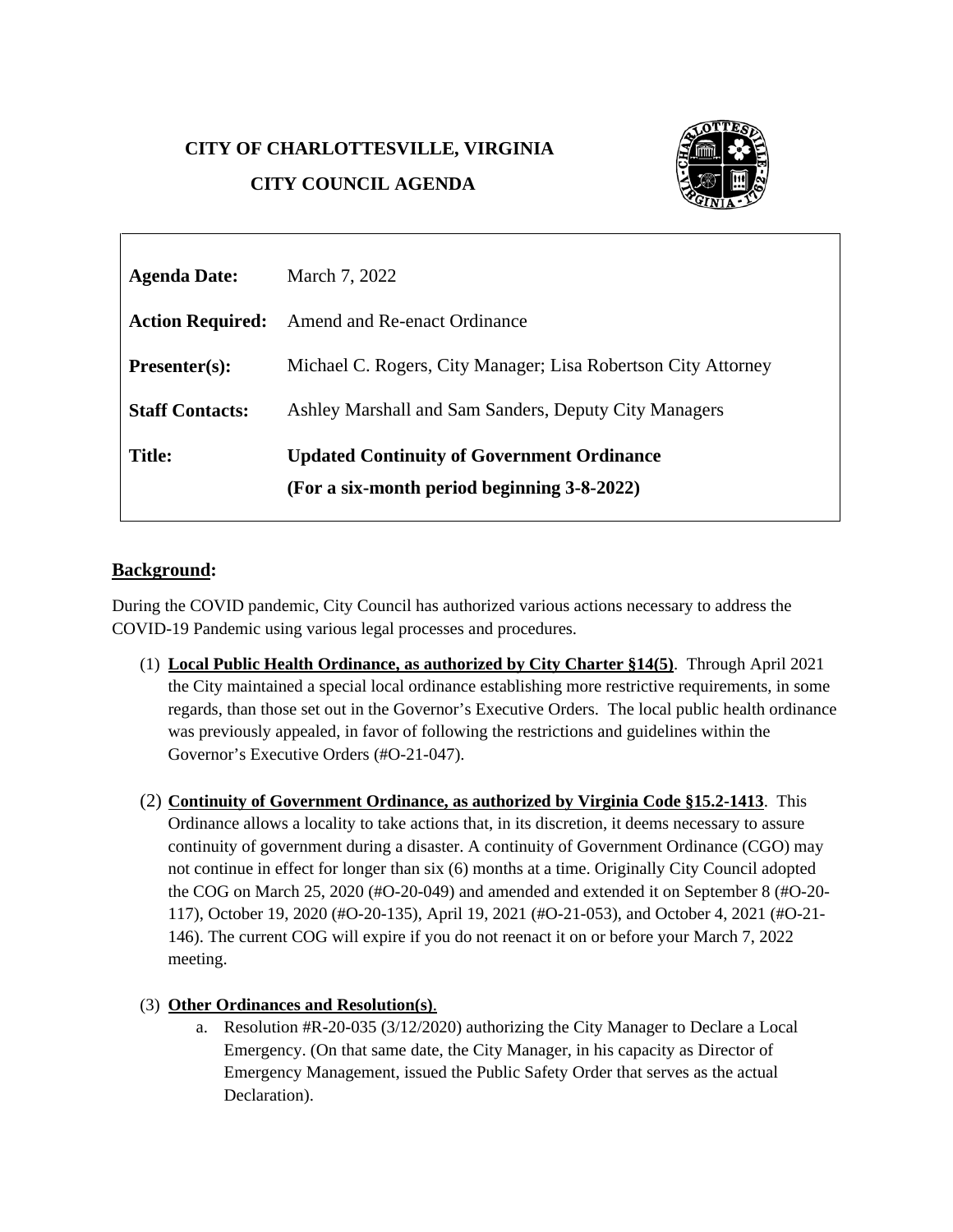**CITY OF CHARLOTTESVILLE, VIRGINIA**

**CITY COUNCIL AGENDA**

| | |
|---|---|
| **Agenda Date:** | March 7, 2022 |
| **Action Required:** | Amend and Re-enact Ordinance |
| **Presenter(s):** | Michael C. Rogers, City Manager; Lisa Robertson City Attorney |
| **Staff Contacts:** | Ashley Marshall and Sam Sanders, Deputy City Managers |
| **Title:** | **Updated Continuity of Government Ordinance (For a six-month period beginning 3-8-2022)** |

## Background:

During the COVID pandemic, City Council has authorized various actions necessary to address the COVID-19 Pandemic using various legal processes and procedures.

(1) **Local Public Health Ordinance, as authorized by City Charter §14(5)**. Through April 2021 the City maintained a special local ordinance establishing more restrictive requirements, in some regards, than those set out in the Governor's Executive Orders. The local public health ordinance was previously appealed, in favor of following the restrictions and guidelines within the Governor's Executive Orders (#O-21-047).

(2) **Continuity of Government Ordinance, as authorized by Virginia Code §15.2-1413**. This Ordinance allows a locality to take actions that, in its discretion, it deems necessary to assure continuity of government during a disaster. A continuity of Government Ordinance (CGO) may not continue in effect for longer than six (6) months at a time. Originally City Council adopted the COG on March 25, 2020 (#O-20-049) and amended and extended it on September 8 (#O-20-117), October 19, 2020 (#O-20-135), April 19, 2021 (#O-21-053), and October 4, 2021 (#O-21-146). The current COG will expire if you do not reenact it on or before your March 7, 2022 meeting.

(3) **Other Ordinances and Resolution(s)**.

a. Resolution #R-20-035 (3/12/2020) authorizing the City Manager to Declare a Local Emergency. (On that same date, the City Manager, in his capacity as Director of Emergency Management, issued the Public Safety Order that serves as the actual Declaration).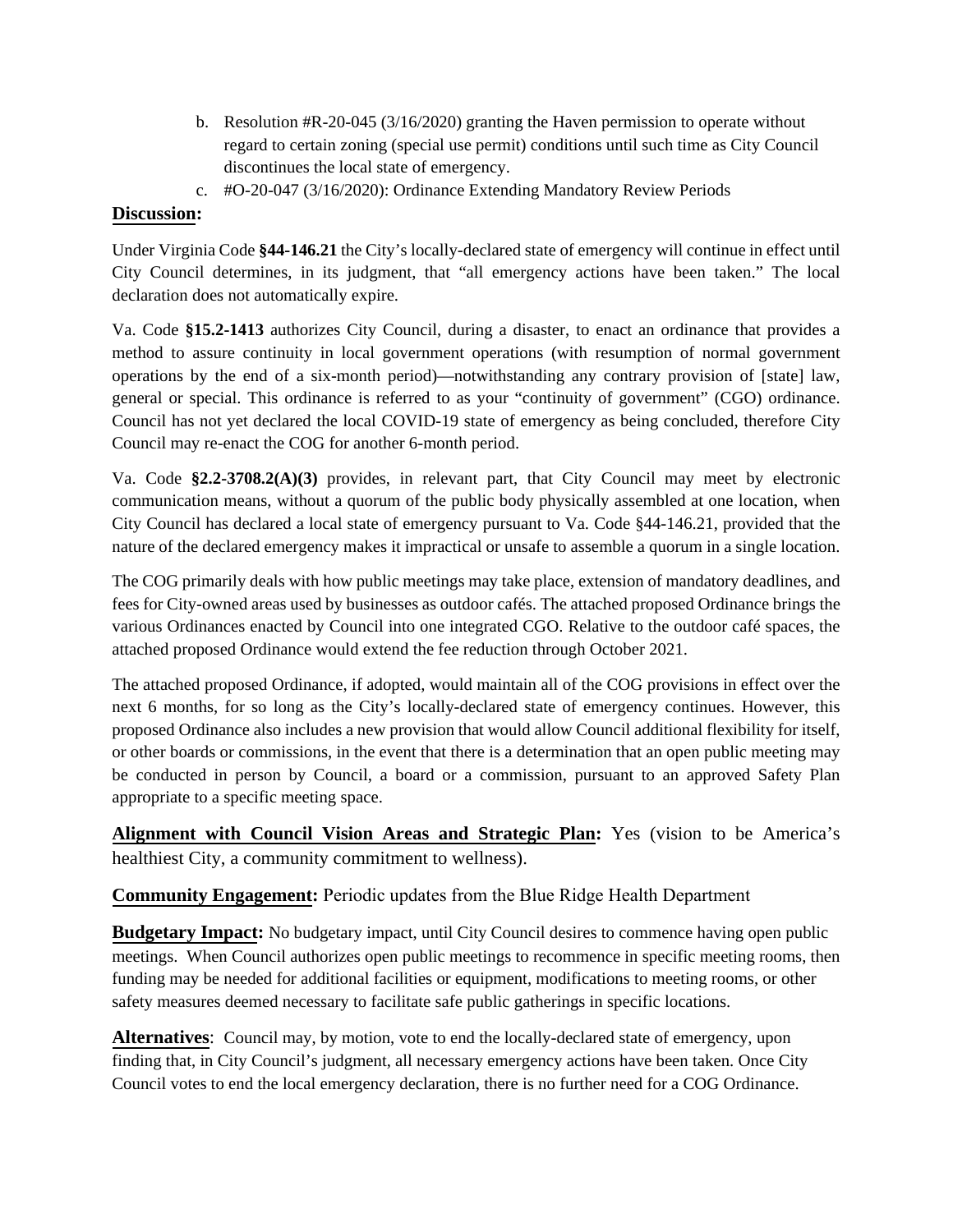b. Resolution #R-20-045 (3/16/2020) granting the Haven permission to operate without regard to certain zoning (special use permit) conditions until such time as City Council discontinues the local state of emergency.
c. #O-20-047 (3/16/2020): Ordinance Extending Mandatory Review Periods

**Discussion:**

Under Virginia Code **§44-146.21** the City's locally-declared state of emergency will continue in effect until City Council determines, in its judgment, that "all emergency actions have been taken." The local declaration does not automatically expire.

Va. Code **§15.2-1413** authorizes City Council, during a disaster, to enact an ordinance that provides a method to assure continuity in local government operations (with resumption of normal government operations by the end of a six-month period)—notwithstanding any contrary provision of [state] law, general or special. This ordinance is referred to as your "continuity of government" (CGO) ordinance. Council has not yet declared the local COVID-19 state of emergency as being concluded, therefore City Council may re-enact the COG for another 6-month period.

Va. Code **§2.2-3708.2(A)(3)** provides, in relevant part, that City Council may meet by electronic communication means, without a quorum of the public body physically assembled at one location, when City Council has declared a local state of emergency pursuant to Va. Code §44-146.21, provided that the nature of the declared emergency makes it impractical or unsafe to assemble a quorum in a single location.

The COG primarily deals with how public meetings may take place, extension of mandatory deadlines, and fees for City-owned areas used by businesses as outdoor cafés. The attached proposed Ordinance brings the various Ordinances enacted by Council into one integrated CGO. Relative to the outdoor café spaces, the attached proposed Ordinance would extend the fee reduction through October 2021.

The attached proposed Ordinance, if adopted, would maintain all of the COG provisions in effect over the next 6 months, for so long as the City's locally-declared state of emergency continues. However, this proposed Ordinance also includes a new provision that would allow Council additional flexibility for itself, or other boards or commissions, in the event that there is a determination that an open public meeting may be conducted in person by Council, a board or a commission, pursuant to an approved Safety Plan appropriate to a specific meeting space.

**Alignment with Council Vision Areas and Strategic Plan:** Yes (vision to be America's healthiest City, a community commitment to wellness).

**Community Engagement:** Periodic updates from the Blue Ridge Health Department

**Budgetary Impact:** No budgetary impact, until City Council desires to commence having open public meetings. When Council authorizes open public meetings to recommence in specific meeting rooms, then funding may be needed for additional facilities or equipment, modifications to meeting rooms, or other safety measures deemed necessary to facilitate safe public gatherings in specific locations.

**Alternatives**: Council may, by motion, vote to end the locally-declared state of emergency, upon finding that, in City Council's judgment, all necessary emergency actions have been taken. Once City Council votes to end the local emergency declaration, there is no further need for a COG Ordinance.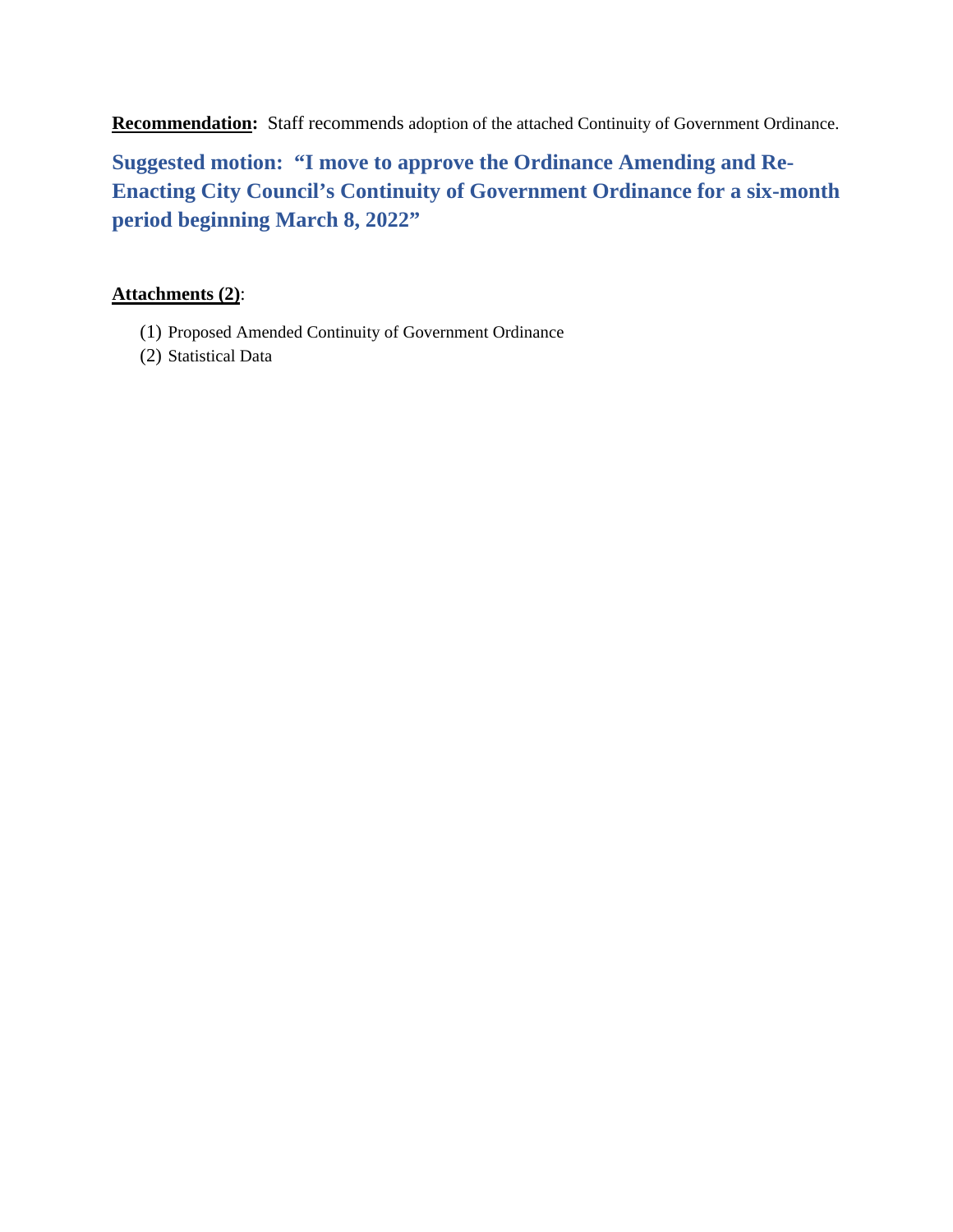**<u>Recommendation</u>:** Staff recommends adoption of the attached Continuity of Government Ordinance.

**Suggested motion: "I move to approve the Ordinance Amending and Re-Enacting City Council's Continuity of Government Ordinance for a six-month period beginning March 8, 2022"**

**<u>Attachments (2)</u>**:

(1) Proposed Amended Continuity of Government Ordinance
(2) Statistical Data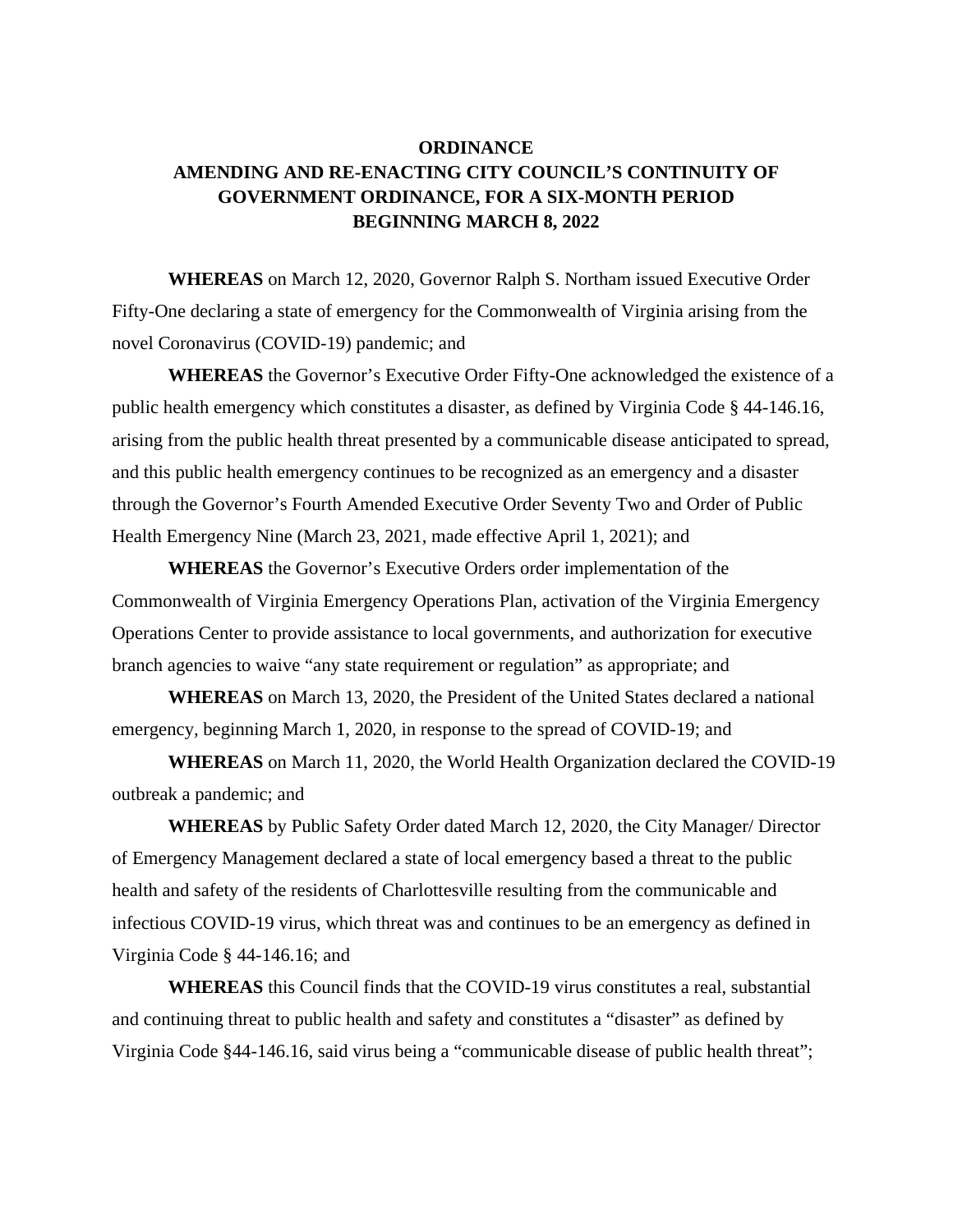**ORDINANCE**
**AMENDING AND RE-ENACTING CITY COUNCIL'S CONTINUITY OF GOVERNMENT ORDINANCE, FOR A SIX-MONTH PERIOD BEGINNING MARCH 8, 2022**

**WHEREAS** on March 12, 2020, Governor Ralph S. Northam issued Executive Order Fifty-One declaring a state of emergency for the Commonwealth of Virginia arising from the novel Coronavirus (COVID-19) pandemic; and

**WHEREAS** the Governor's Executive Order Fifty-One acknowledged the existence of a public health emergency which constitutes a disaster, as defined by Virginia Code § 44-146.16, arising from the public health threat presented by a communicable disease anticipated to spread, and this public health emergency continues to be recognized as an emergency and a disaster through the Governor's Fourth Amended Executive Order Seventy Two and Order of Public Health Emergency Nine (March 23, 2021, made effective April 1, 2021); and

**WHEREAS** the Governor's Executive Orders order implementation of the Commonwealth of Virginia Emergency Operations Plan, activation of the Virginia Emergency Operations Center to provide assistance to local governments, and authorization for executive branch agencies to waive "any state requirement or regulation" as appropriate; and

**WHEREAS** on March 13, 2020, the President of the United States declared a national emergency, beginning March 1, 2020, in response to the spread of COVID-19; and

**WHEREAS** on March 11, 2020, the World Health Organization declared the COVID-19 outbreak a pandemic; and

**WHEREAS** by Public Safety Order dated March 12, 2020, the City Manager/ Director of Emergency Management declared a state of local emergency based a threat to the public health and safety of the residents of Charlottesville resulting from the communicable and infectious COVID-19 virus, which threat was and continues to be an emergency as defined in Virginia Code § 44-146.16; and

**WHEREAS** this Council finds that the COVID-19 virus constitutes a real, substantial and continuing threat to public health and safety and constitutes a "disaster" as defined by Virginia Code §44-146.16, said virus being a "communicable disease of public health threat";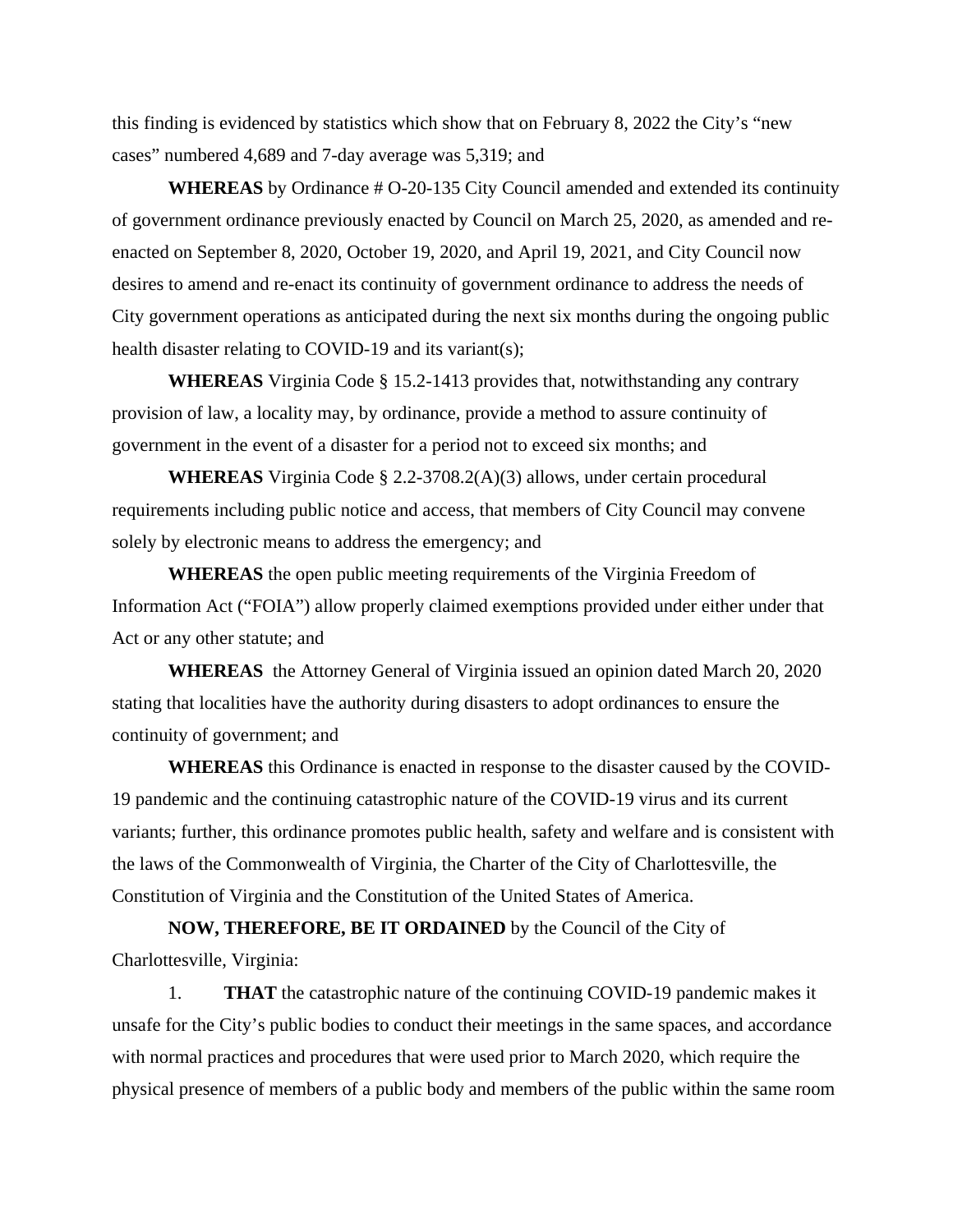this finding is evidenced by statistics which show that on February 8, 2022 the City's "new cases" numbered 4,689 and 7-day average was 5,319; and

**WHEREAS** by Ordinance # O-20-135 City Council amended and extended its continuity of government ordinance previously enacted by Council on March 25, 2020, as amended and re-enacted on September 8, 2020, October 19, 2020, and April 19, 2021, and City Council now desires to amend and re-enact its continuity of government ordinance to address the needs of City government operations as anticipated during the next six months during the ongoing public health disaster relating to COVID-19 and its variant(s);

**WHEREAS** Virginia Code § 15.2-1413 provides that, notwithstanding any contrary provision of law, a locality may, by ordinance, provide a method to assure continuity of government in the event of a disaster for a period not to exceed six months; and

**WHEREAS** Virginia Code § 2.2-3708.2(A)(3) allows, under certain procedural requirements including public notice and access, that members of City Council may convene solely by electronic means to address the emergency; and

**WHEREAS** the open public meeting requirements of the Virginia Freedom of Information Act ("FOIA") allow properly claimed exemptions provided under either under that Act or any other statute; and

**WHEREAS** the Attorney General of Virginia issued an opinion dated March 20, 2020 stating that localities have the authority during disasters to adopt ordinances to ensure the continuity of government; and

**WHEREAS** this Ordinance is enacted in response to the disaster caused by the COVID-19 pandemic and the continuing catastrophic nature of the COVID-19 virus and its current variants; further, this ordinance promotes public health, safety and welfare and is consistent with the laws of the Commonwealth of Virginia, the Charter of the City of Charlottesville, the Constitution of Virginia and the Constitution of the United States of America.

**NOW, THEREFORE, BE IT ORDAINED** by the Council of the City of Charlottesville, Virginia:

1. **THAT** the catastrophic nature of the continuing COVID-19 pandemic makes it unsafe for the City's public bodies to conduct their meetings in the same spaces, and accordance with normal practices and procedures that were used prior to March 2020, which require the physical presence of members of a public body and members of the public within the same room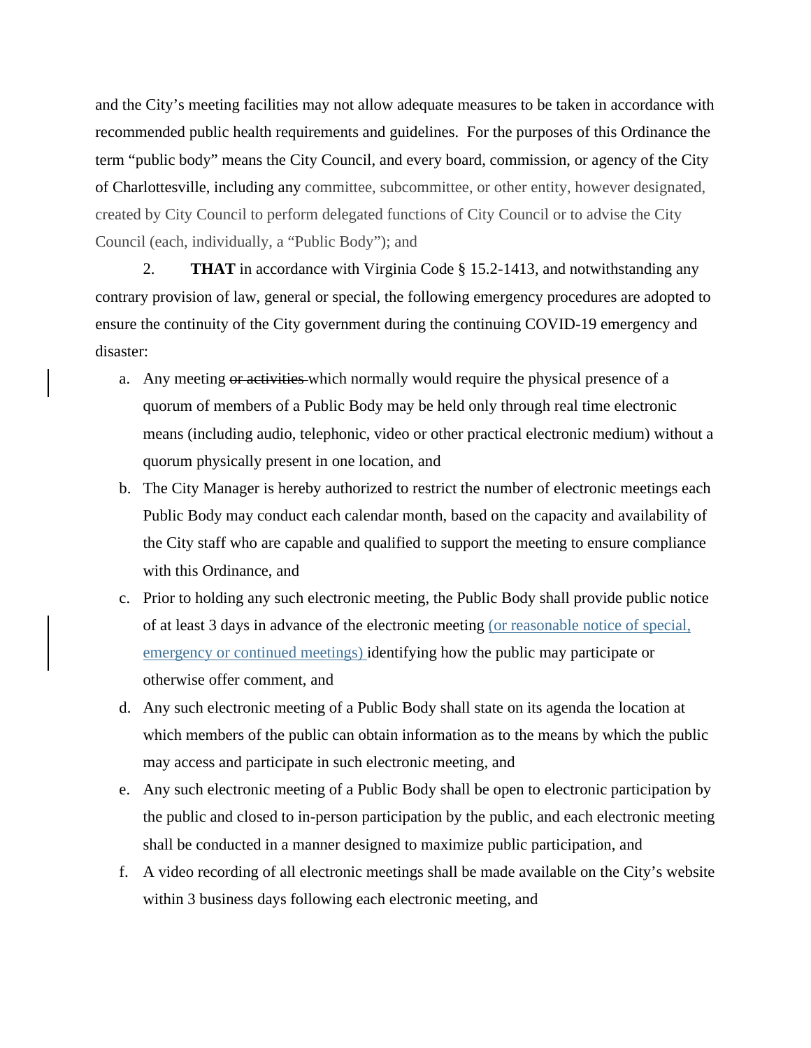and the City's meeting facilities may not allow adequate measures to be taken in accordance with recommended public health requirements and guidelines. For the purposes of this Ordinance the term "public body" means the City Council, and every board, commission, or agency of the City of Charlottesville, including any committee, subcommittee, or other entity, however designated, created by City Council to perform delegated functions of City Council or to advise the City Council (each, individually, a "Public Body"); and

2. **THAT** in accordance with Virginia Code § 15.2-1413, and notwithstanding any contrary provision of law, general or special, the following emergency procedures are adopted to ensure the continuity of the City government during the continuing COVID-19 emergency and disaster:

a. Any meeting ~~or activities~~ which normally would require the physical presence of a quorum of members of a Public Body may be held only through real time electronic means (including audio, telephonic, video or other practical electronic medium) without a quorum physically present in one location, and

b. The City Manager is hereby authorized to restrict the number of electronic meetings each Public Body may conduct each calendar month, based on the capacity and availability of the City staff who are capable and qualified to support the meeting to ensure compliance with this Ordinance, and

c. Prior to holding any such electronic meeting, the Public Body shall provide public notice of at least 3 days in advance of the electronic meeting (or reasonable notice of special, emergency or continued meetings) identifying how the public may participate or otherwise offer comment, and

d. Any such electronic meeting of a Public Body shall state on its agenda the location at which members of the public can obtain information as to the means by which the public may access and participate in such electronic meeting, and

e. Any such electronic meeting of a Public Body shall be open to electronic participation by the public and closed to in-person participation by the public, and each electronic meeting shall be conducted in a manner designed to maximize public participation, and

f. A video recording of all electronic meetings shall be made available on the City's website within 3 business days following each electronic meeting, and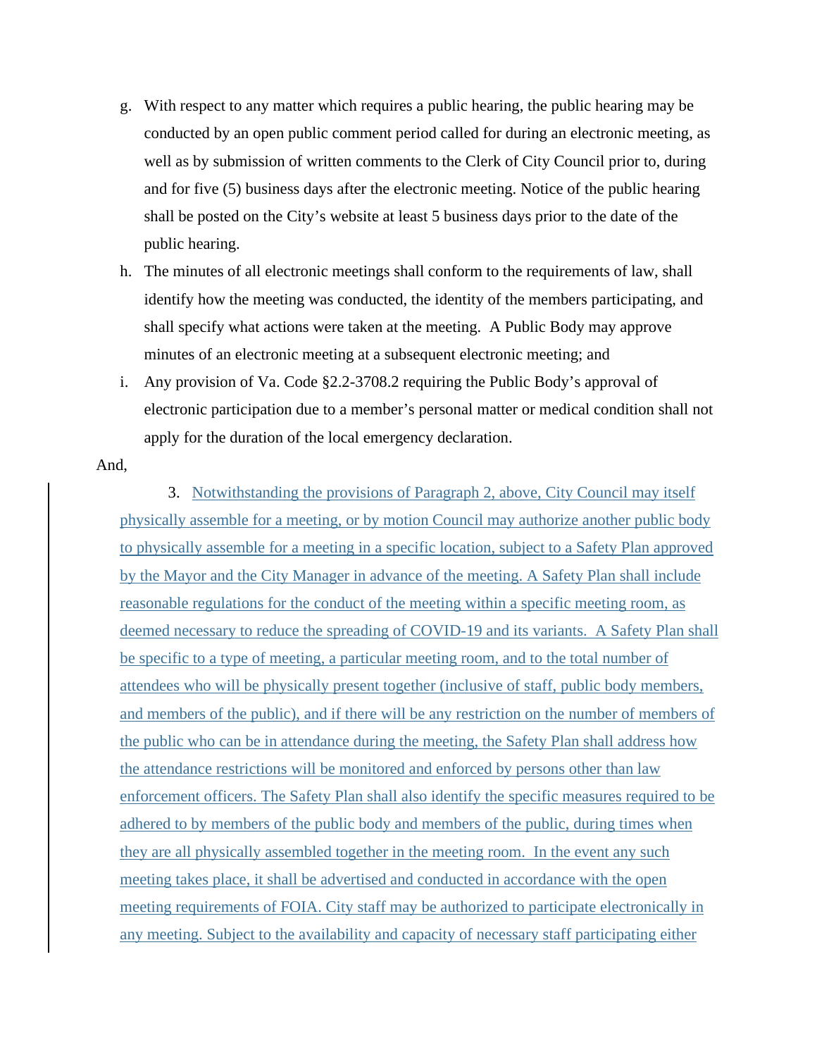g. With respect to any matter which requires a public hearing, the public hearing may be conducted by an open public comment period called for during an electronic meeting, as well as by submission of written comments to the Clerk of City Council prior to, during and for five (5) business days after the electronic meeting. Notice of the public hearing shall be posted on the City's website at least 5 business days prior to the date of the public hearing.

h. The minutes of all electronic meetings shall conform to the requirements of law, shall identify how the meeting was conducted, the identity of the members participating, and shall specify what actions were taken at the meeting. A Public Body may approve minutes of an electronic meeting at a subsequent electronic meeting; and

i. Any provision of Va. Code §2.2-3708.2 requiring the Public Body's approval of electronic participation due to a member's personal matter or medical condition shall not apply for the duration of the local emergency declaration.

And,

3. Notwithstanding the provisions of Paragraph 2, above, City Council may itself physically assemble for a meeting, or by motion Council may authorize another public body to physically assemble for a meeting in a specific location, subject to a Safety Plan approved by the Mayor and the City Manager in advance of the meeting. A Safety Plan shall include reasonable regulations for the conduct of the meeting within a specific meeting room, as deemed necessary to reduce the spreading of COVID-19 and its variants. A Safety Plan shall be specific to a type of meeting, a particular meeting room, and to the total number of attendees who will be physically present together (inclusive of staff, public body members, and members of the public), and if there will be any restriction on the number of members of the public who can be in attendance during the meeting, the Safety Plan shall address how the attendance restrictions will be monitored and enforced by persons other than law enforcement officers. The Safety Plan shall also identify the specific measures required to be adhered to by members of the public body and members of the public, during times when they are all physically assembled together in the meeting room. In the event any such meeting takes place, it shall be advertised and conducted in accordance with the open meeting requirements of FOIA. City staff may be authorized to participate electronically in any meeting. Subject to the availability and capacity of necessary staff participating either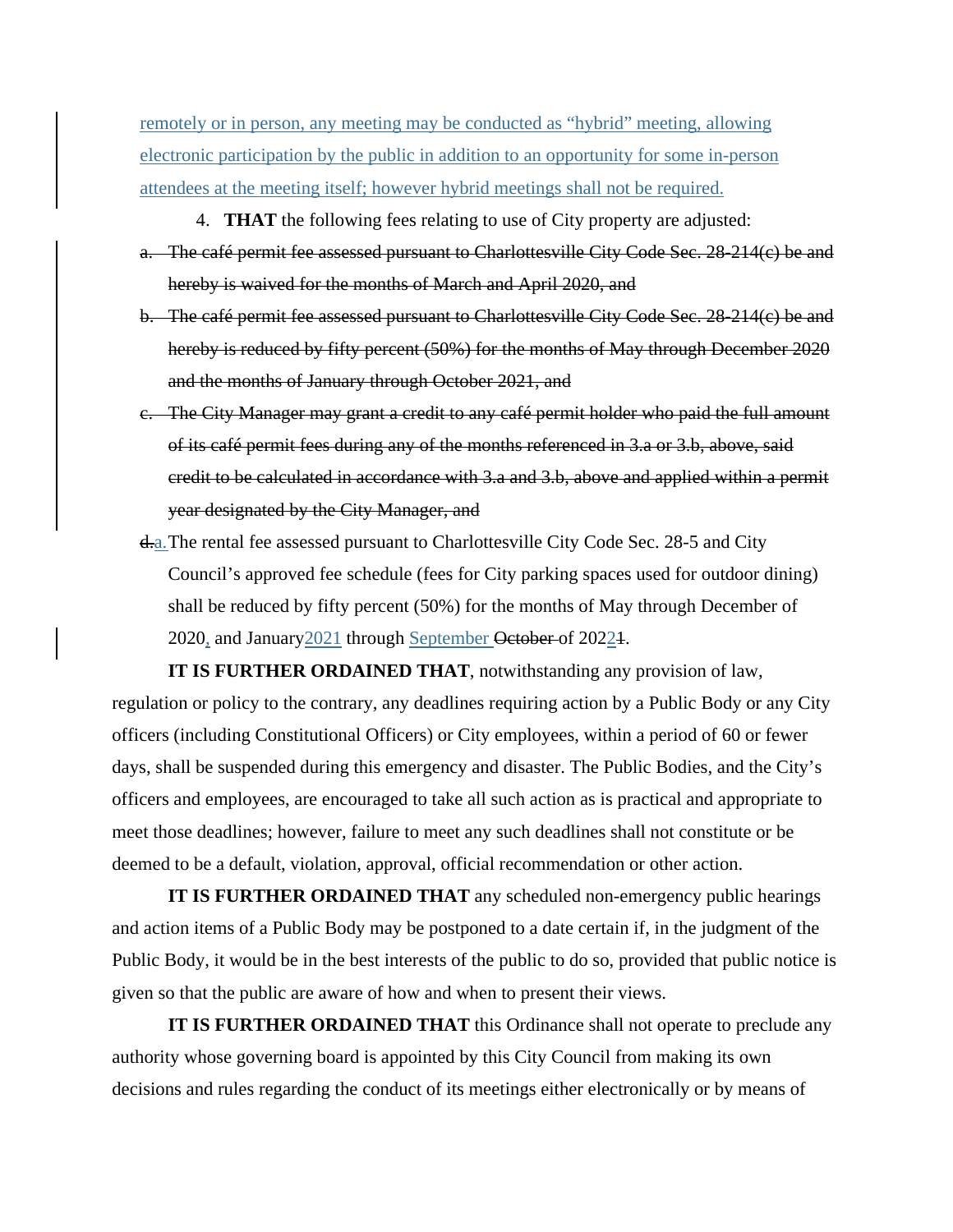remotely or in person, any meeting may be conducted as “hybrid” meeting, allowing electronic participation by the public in addition to an opportunity for some in-person attendees at the meeting itself; however hybrid meetings shall not be required.

4. **THAT** the following fees relating to use of City property are adjusted:

a. ~~The café permit fee assessed pursuant to Charlottesville City Code Sec. 28-214(c) be and hereby is waived for the months of March and April 2020, and~~

b. ~~The café permit fee assessed pursuant to Charlottesville City Code Sec. 28-214(c) be and hereby is reduced by fifty percent (50%) for the months of May through December 2020 and the months of January through October 2021, and~~

c. ~~The City Manager may grant a credit to any café permit holder who paid the full amount of its café permit fees during any of the months referenced in 3.a or 3.b, above, said credit to be calculated in accordance with 3.a and 3.b, above and applied within a permit year designated by the City Manager, and~~

~~d.~~a. The rental fee assessed pursuant to Charlottesville City Code Sec. 28-5 and City Council’s approved fee schedule (fees for City parking spaces used for outdoor dining) shall be reduced by fifty percent (50%) for the months of May through December of 2020, and January2021 through September ~~October~~ of 202~~1~~2.

**IT IS FURTHER ORDAINED THAT**, notwithstanding any provision of law, regulation or policy to the contrary, any deadlines requiring action by a Public Body or any City officers (including Constitutional Officers) or City employees, within a period of 60 or fewer days, shall be suspended during this emergency and disaster. The Public Bodies, and the City’s officers and employees, are encouraged to take all such action as is practical and appropriate to meet those deadlines; however, failure to meet any such deadlines shall not constitute or be deemed to be a default, violation, approval, official recommendation or other action.

**IT IS FURTHER ORDAINED THAT** any scheduled non-emergency public hearings and action items of a Public Body may be postponed to a date certain if, in the judgment of the Public Body, it would be in the best interests of the public to do so, provided that public notice is given so that the public are aware of how and when to present their views.

**IT IS FURTHER ORDAINED THAT** this Ordinance shall not operate to preclude any authority whose governing board is appointed by this City Council from making its own decisions and rules regarding the conduct of its meetings either electronically or by means of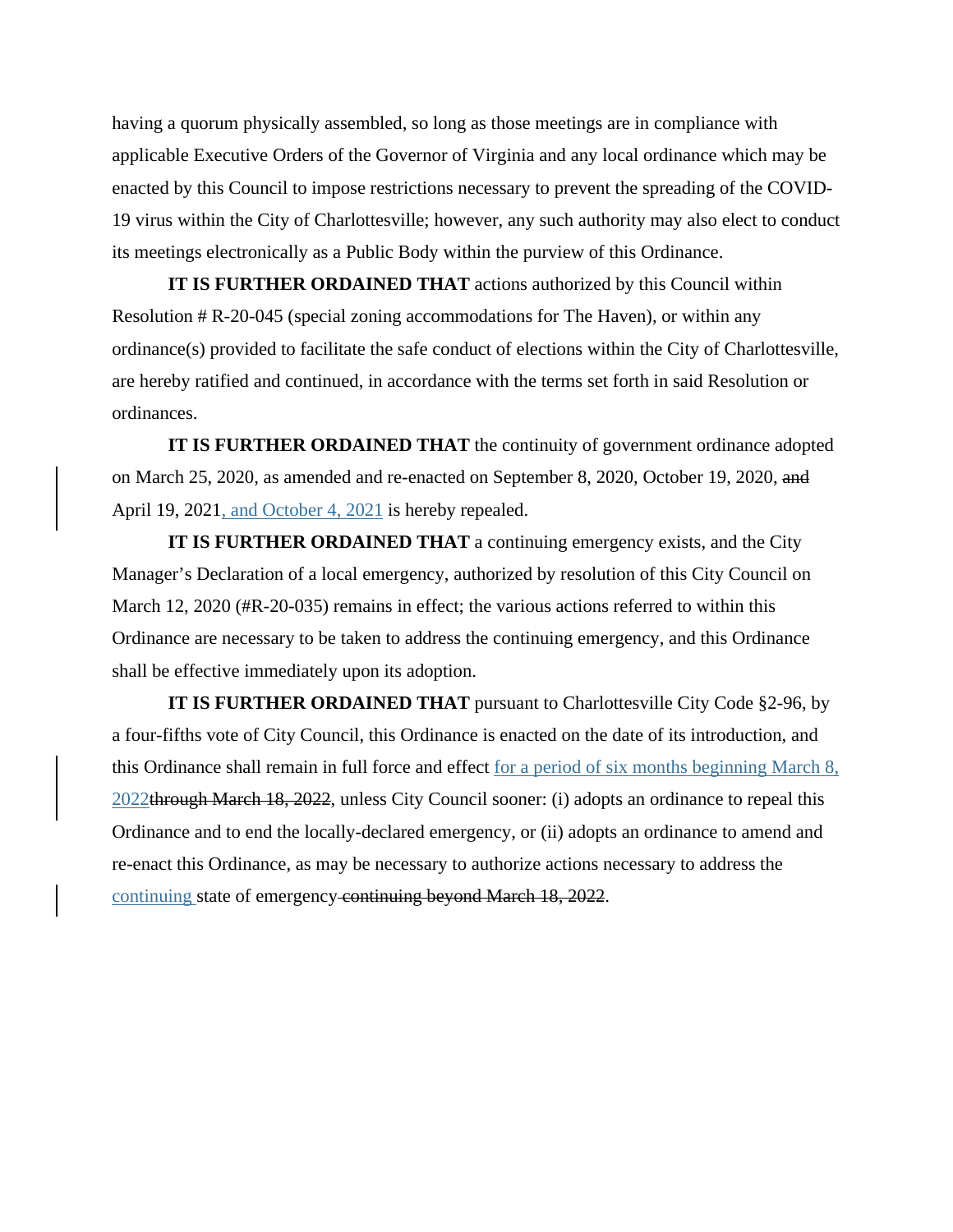having a quorum physically assembled, so long as those meetings are in compliance with applicable Executive Orders of the Governor of Virginia and any local ordinance which may be enacted by this Council to impose restrictions necessary to prevent the spreading of the COVID-19 virus within the City of Charlottesville; however, any such authority may also elect to conduct its meetings electronically as a Public Body within the purview of this Ordinance.

**IT IS FURTHER ORDAINED THAT** actions authorized by this Council within Resolution # R-20-045 (special zoning accommodations for The Haven), or within any ordinance(s) provided to facilitate the safe conduct of elections within the City of Charlottesville, are hereby ratified and continued, in accordance with the terms set forth in said Resolution or ordinances.

**IT IS FURTHER ORDAINED THAT** the continuity of government ordinance adopted on March 25, 2020, as amended and re-enacted on September 8, 2020, October 19, 2020, ~~and~~ April 19, 2021, and October 4, 2021 is hereby repealed.

**IT IS FURTHER ORDAINED THAT** a continuing emergency exists, and the City Manager's Declaration of a local emergency, authorized by resolution of this City Council on March 12, 2020 (#R-20-035) remains in effect; the various actions referred to within this Ordinance are necessary to be taken to address the continuing emergency, and this Ordinance shall be effective immediately upon its adoption.

**IT IS FURTHER ORDAINED THAT** pursuant to Charlottesville City Code §2-96, by a four-fifths vote of City Council, this Ordinance is enacted on the date of its introduction, and this Ordinance shall remain in full force and effect for a period of six months beginning March 8, 2022~~through March 18, 2022~~, unless City Council sooner: (i) adopts an ordinance to repeal this Ordinance and to end the locally-declared emergency, or (ii) adopts an ordinance to amend and re-enact this Ordinance, as may be necessary to authorize actions necessary to address the continuing state of emergency ~~continuing beyond March 18, 2022~~.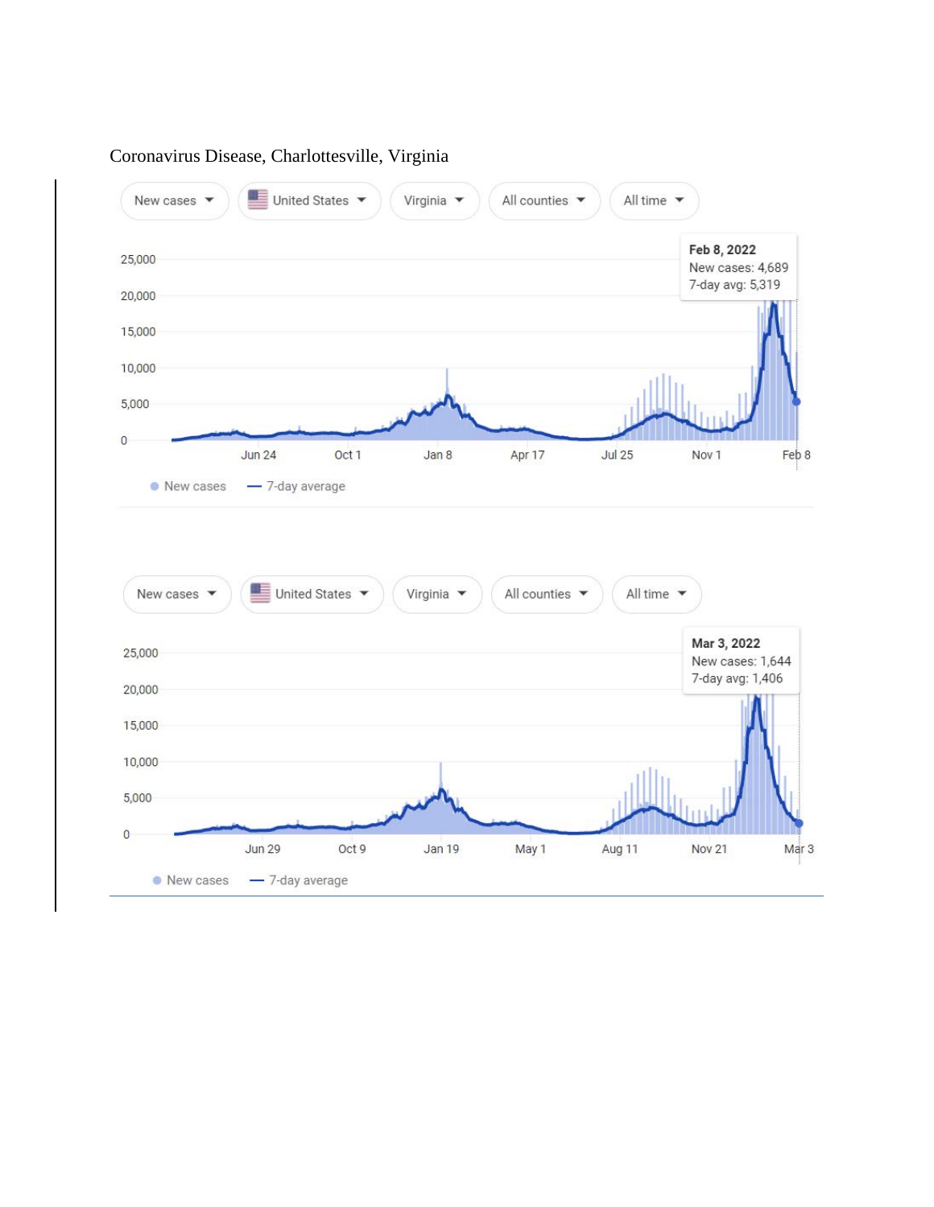Coronavirus Disease, Charlottesville, Virginia

New cases
United States
Virginia
All counties
All time

Feb 8, 2022
New cases: 4,689
7-day avg: 5,319

25,000
20,000
15,000
10,000
5,000
0

Jun 24
Oct 1
Jan 8
Apr 17
Jul 25
Nov 1
Feb 8

New cases
7-day average

New cases
United States
Virginia
All counties
All time

Mar 3, 2022
New cases: 1,644
7-day avg: 1,406

25,000
20,000
15,000
10,000
5,000
0

Jun 29
Oct 9
Jan 19
May 1
Aug 11
Nov 21
Mar 3

New cases
7-day average